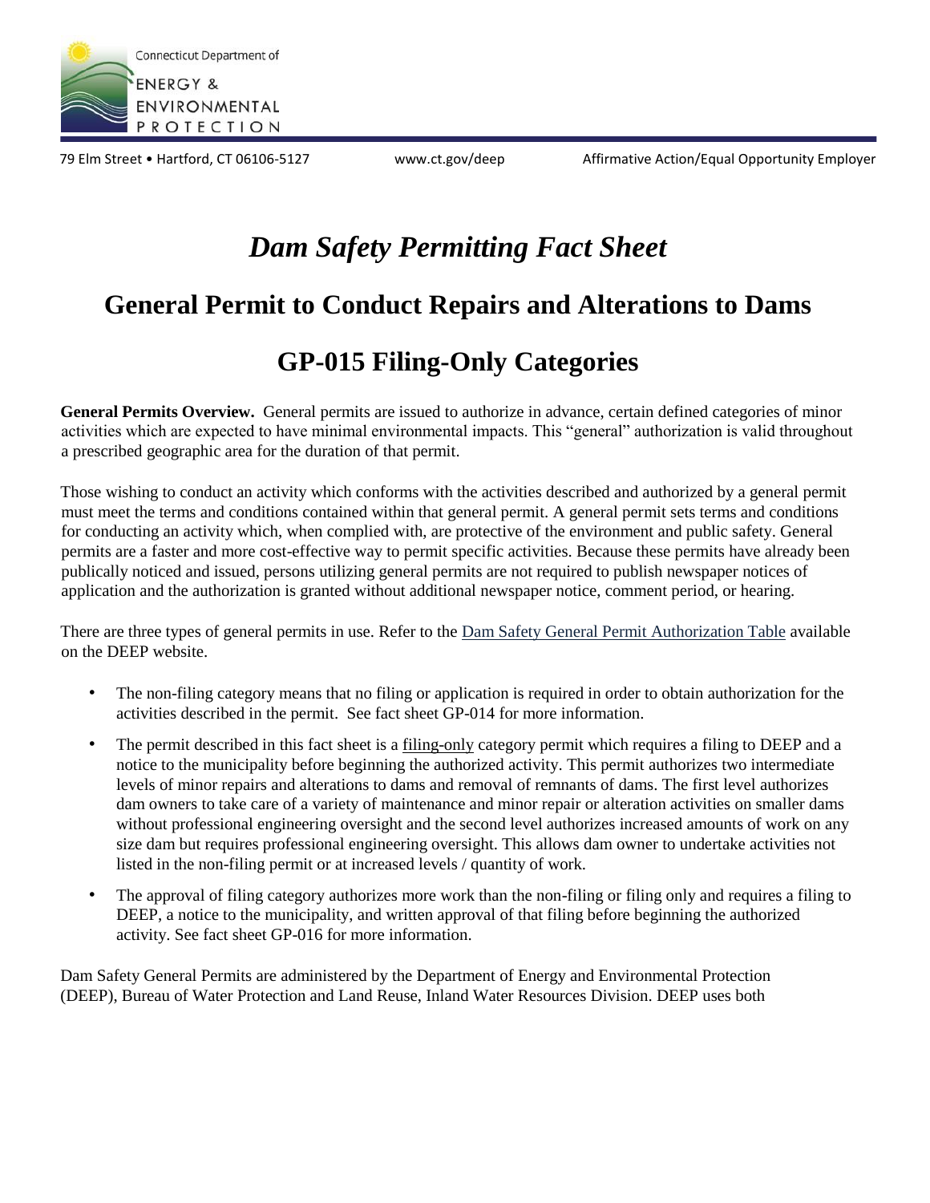Connecticut Department of ENERGY & ENVIRONMENTAL PROTECTION

79 Elm Street • Hartford, CT 06106-5127 www.ct.gov/deep Affirmative Action/Equal Opportunity Employer

# *Dam Safety Permitting Fact Sheet*

## General Permit to Conduct Repairs and Alterations to Dams

## GP-015 Filing-Only Categories

**General Permits Overview.** General permits are issued to authorize in advance, certain defined categories of minor activities which are expected to have minimal environmental impacts. This "general" authorization is valid throughout a prescribed geographic area for the duration of that permit.

Those wishing to conduct an activity which conforms with the activities described and authorized by a general permit must meet the terms and conditions contained within that general permit. A general permit sets terms and conditions for conducting an activity which, when complied with, are protective of the environment and public safety. General permits are a faster and more cost-effective way to permit specific activities. Because these permits have already been publically noticed and issued, persons utilizing general permits are not required to publish newspaper notices of application and the authorization is granted without additional newspaper notice, comment period, or hearing.

There are three types of general permits in use. Refer to the Dam Safety General Permit Authorization Table available on the DEEP website.

- The non-filing category means that no filing or application is required in order to obtain authorization for the activities described in the permit. See fact sheet GP-014 for more information.
- The permit described in this fact sheet is a filing-only category permit which requires a filing to DEEP and a notice to the municipality before beginning the authorized activity. This permit authorizes two intermediate levels of minor repairs and alterations to dams and removal of remnants of dams. The first level authorizes dam owners to take care of a variety of maintenance and minor repair or alteration activities on smaller dams without professional engineering oversight and the second level authorizes increased amounts of work on any size dam but requires professional engineering oversight. This allows dam owner to undertake activities not listed in the non-filing permit or at increased levels / quantity of work.
- The approval of filing category authorizes more work than the non-filing or filing only and requires a filing to DEEP, a notice to the municipality, and written approval of that filing before beginning the authorized activity. See fact sheet GP-016 for more information.

Dam Safety General Permits are administered by the Department of Energy and Environmental Protection (DEEP), Bureau of Water Protection and Land Reuse, Inland Water Resources Division. DEEP uses both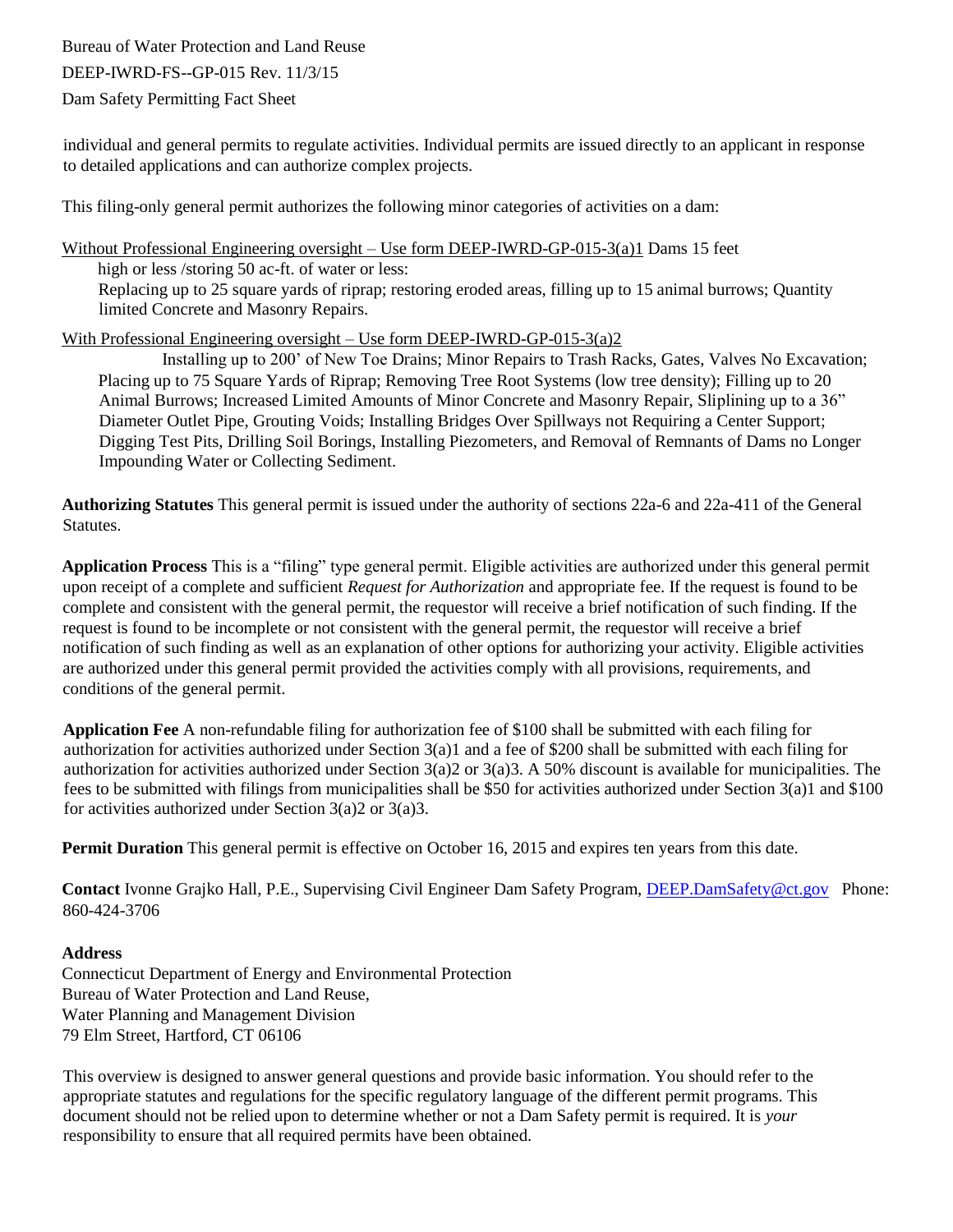individual and general permits to regulate activities. Individual permits are issued directly to an applicant in response to detailed applications and can authorize complex projects.

This filing-only general permit authorizes the following minor categories of activities on a dam:

Without Professional Engineering oversight – Use form DEEP-IWRD-GP-015-3(a)1 Dams 15 feet high or less /storing 50 ac-ft. of water or less:

Replacing up to 25 square yards of riprap; restoring eroded areas, filling up to 15 animal burrows; Quantity limited Concrete and Masonry Repairs.

With Professional Engineering oversight – Use form DEEP-IWRD-GP-015-3(a)2

Installing up to 200' of New Toe Drains; Minor Repairs to Trash Racks, Gates, Valves No Excavation; Placing up to 75 Square Yards of Riprap; Removing Tree Root Systems (low tree density); Filling up to 20 Animal Burrows; Increased Limited Amounts of Minor Concrete and Masonry Repair, Sliplining up to a 36" Diameter Outlet Pipe, Grouting Voids; Installing Bridges Over Spillways not Requiring a Center Support; Digging Test Pits, Drilling Soil Borings, Installing Piezometers, and Removal of Remnants of Dams no Longer Impounding Water or Collecting Sediment.

**Authorizing Statutes** This general permit is issued under the authority of sections 22a-6 and 22a-411 of the General Statutes.

**Application Process** This is a "filing" type general permit. Eligible activities are authorized under this general permit upon receipt of a complete and sufficient *Request for Authorization* and appropriate fee. If the request is found to be complete and consistent with the general permit, the requestor will receive a brief notification of such finding. If the request is found to be incomplete or not consistent with the general permit, the requestor will receive a brief notification of such finding as well as an explanation of other options for authorizing your activity. Eligible activities are authorized under this general permit provided the activities comply with all provisions, requirements, and conditions of the general permit.

**Application Fee** A non-refundable filing for authorization fee of $100 shall be submitted with each filing for authorization for activities authorized under Section 3(a)1 and a fee of $200 shall be submitted with each filing for authorization for activities authorized under Section 3(a)2 or 3(a)3. A 50% discount is available for municipalities. The fees to be submitted with filings from municipalities shall be $50 for activities authorized under Section 3(a)1 and $100 for activities authorized under Section 3(a)2 or 3(a)3.

**Permit Duration** This general permit is effective on October 16, 2015 and expires ten years from this date.

**Contact** Ivonne Grajko Hall, P.E., Supervising Civil Engineer Dam Safety Program, DEEP.DamSafety@ct.gov Phone: 860-424-3706

**Address**

Connecticut Department of Energy and Environmental Protection
Bureau of Water Protection and Land Reuse,
Water Planning and Management Division
79 Elm Street, Hartford, CT 06106

This overview is designed to answer general questions and provide basic information. You should refer to the appropriate statutes and regulations for the specific regulatory language of the different permit programs. This document should not be relied upon to determine whether or not a Dam Safety permit is required. It is *your* responsibility to ensure that all required permits have been obtained.